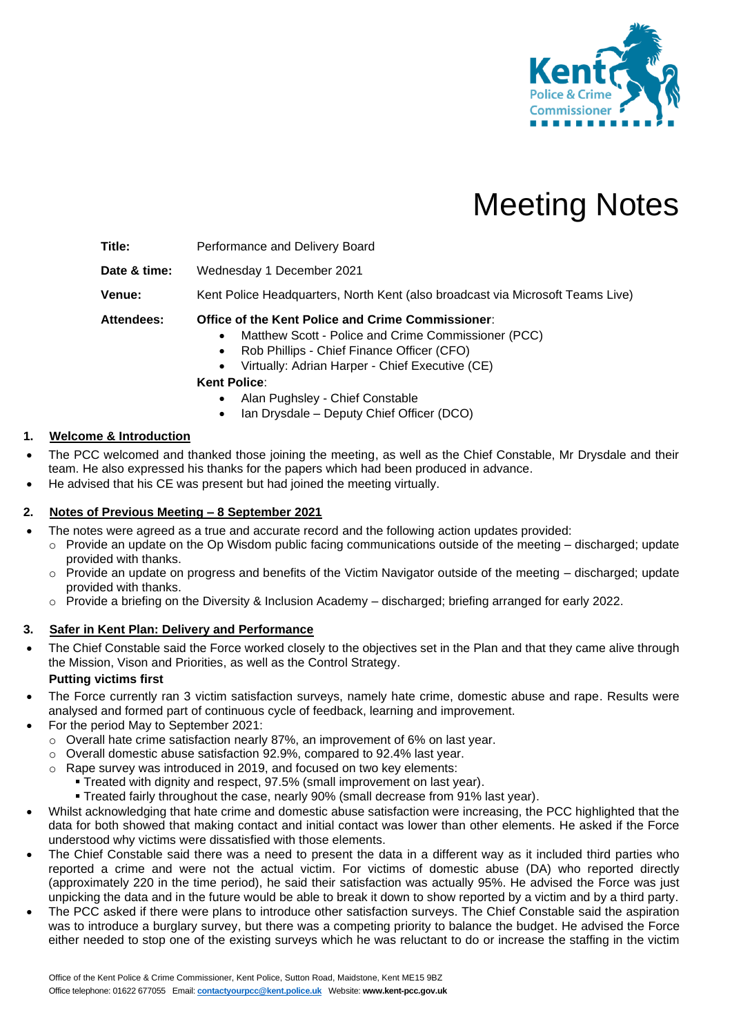# Meeting Notes

**Title:** Performance and Delivery Board

**Date & time:** Wednesday 1 December 2021

**Venue:** Kent Police Headquarters, North Kent (also broadcast via Microsoft Teams Live)

**Attendees:** **Office of the Kent Police and Crime Commissioner**:

- Matthew Scott - Police and Crime Commissioner (PCC)
- Rob Phillips - Chief Finance Officer (CFO)
- Virtually: Adrian Harper - Chief Executive (CE)

**Kent Police**:

- Alan Pughsley - Chief Constable
- Ian Drysdale – Deputy Chief Officer (DCO)

## 1. Welcome & Introduction

- The PCC welcomed and thanked those joining the meeting, as well as the Chief Constable, Mr Drysdale and their team. He also expressed his thanks for the papers which had been produced in advance.
- He advised that his CE was present but had joined the meeting virtually.

## 2. Notes of Previous Meeting – 8 September 2021

- The notes were agreed as a true and accurate record and the following action updates provided:
  - Provide an update on the Op Wisdom public facing communications outside of the meeting – discharged; update provided with thanks.
  - Provide an update on progress and benefits of the Victim Navigator outside of the meeting – discharged; update provided with thanks.
  - Provide a briefing on the Diversity & Inclusion Academy – discharged; briefing arranged for early 2022.

## 3. Safer in Kent Plan: Delivery and Performance

- The Chief Constable said the Force worked closely to the objectives set in the Plan and that they came alive through the Mission, Vison and Priorities, as well as the Control Strategy.

**Putting victims first**

- The Force currently ran 3 victim satisfaction surveys, namely hate crime, domestic abuse and rape. Results were analysed and formed part of continuous cycle of feedback, learning and improvement.
- For the period May to September 2021:
  - Overall hate crime satisfaction nearly 87%, an improvement of 6% on last year.
  - Overall domestic abuse satisfaction 92.9%, compared to 92.4% last year.
  - Rape survey was introduced in 2019, and focused on two key elements:
    - Treated with dignity and respect, 97.5% (small improvement on last year).
    - Treated fairly throughout the case, nearly 90% (small decrease from 91% last year).
- Whilst acknowledging that hate crime and domestic abuse satisfaction were increasing, the PCC highlighted that the data for both showed that making contact and initial contact was lower than other elements. He asked if the Force understood why victims were dissatisfied with those elements.
- The Chief Constable said there was a need to present the data in a different way as it included third parties who reported a crime and were not the actual victim. For victims of domestic abuse (DA) who reported directly (approximately 220 in the time period), he said their satisfaction was actually 95%. He advised the Force was just unpicking the data and in the future would be able to break it down to show reported by a victim and by a third party.
- The PCC asked if there were plans to introduce other satisfaction surveys. The Chief Constable said the aspiration was to introduce a burglary survey, but there was a competing priority to balance the budget. He advised the Force either needed to stop one of the existing surveys which he was reluctant to do or increase the staffing in the victim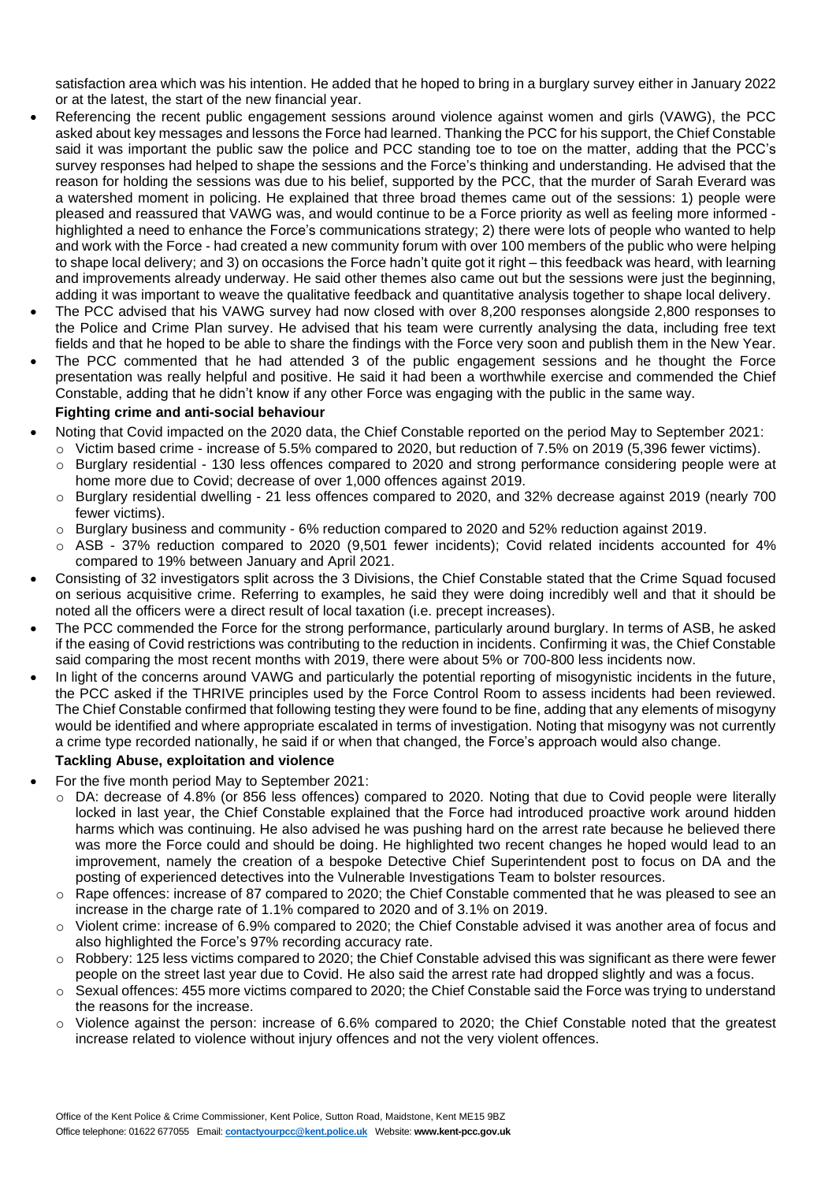satisfaction area which was his intention. He added that he hoped to bring in a burglary survey either in January 2022 or at the latest, the start of the new financial year.

- Referencing the recent public engagement sessions around violence against women and girls (VAWG), the PCC asked about key messages and lessons the Force had learned. Thanking the PCC for his support, the Chief Constable said it was important the public saw the police and PCC standing toe to toe on the matter, adding that the PCC's survey responses had helped to shape the sessions and the Force's thinking and understanding. He advised that the reason for holding the sessions was due to his belief, supported by the PCC, that the murder of Sarah Everard was a watershed moment in policing. He explained that three broad themes came out of the sessions: 1) people were pleased and reassured that VAWG was, and would continue to be a Force priority as well as feeling more informed - highlighted a need to enhance the Force's communications strategy; 2) there were lots of people who wanted to help and work with the Force - had created a new community forum with over 100 members of the public who were helping to shape local delivery; and 3) on occasions the Force hadn't quite got it right – this feedback was heard, with learning and improvements already underway. He said other themes also came out but the sessions were just the beginning, adding it was important to weave the qualitative feedback and quantitative analysis together to shape local delivery.
- The PCC advised that his VAWG survey had now closed with over 8,200 responses alongside 2,800 responses to the Police and Crime Plan survey. He advised that his team were currently analysing the data, including free text fields and that he hoped to be able to share the findings with the Force very soon and publish them in the New Year.
- The PCC commented that he had attended 3 of the public engagement sessions and he thought the Force presentation was really helpful and positive. He said it had been a worthwhile exercise and commended the Chief Constable, adding that he didn't know if any other Force was engaging with the public in the same way.

**Fighting crime and anti-social behaviour**

- Noting that Covid impacted on the 2020 data, the Chief Constable reported on the period May to September 2021:
  - Victim based crime - increase of 5.5% compared to 2020, but reduction of 7.5% on 2019 (5,396 fewer victims).
  - Burglary residential - 130 less offences compared to 2020 and strong performance considering people were at home more due to Covid; decrease of over 1,000 offences against 2019.
  - Burglary residential dwelling - 21 less offences compared to 2020, and 32% decrease against 2019 (nearly 700 fewer victims).
  - Burglary business and community - 6% reduction compared to 2020 and 52% reduction against 2019.
  - ASB - 37% reduction compared to 2020 (9,501 fewer incidents); Covid related incidents accounted for 4% compared to 19% between January and April 2021.
- Consisting of 32 investigators split across the 3 Divisions, the Chief Constable stated that the Crime Squad focused on serious acquisitive crime. Referring to examples, he said they were doing incredibly well and that it should be noted all the officers were a direct result of local taxation (i.e. precept increases).
- The PCC commended the Force for the strong performance, particularly around burglary. In terms of ASB, he asked if the easing of Covid restrictions was contributing to the reduction in incidents. Confirming it was, the Chief Constable said comparing the most recent months with 2019, there were about 5% or 700-800 less incidents now.
- In light of the concerns around VAWG and particularly the potential reporting of misogynistic incidents in the future, the PCC asked if the THRIVE principles used by the Force Control Room to assess incidents had been reviewed. The Chief Constable confirmed that following testing they were found to be fine, adding that any elements of misogyny would be identified and where appropriate escalated in terms of investigation. Noting that misogyny was not currently a crime type recorded nationally, he said if or when that changed, the Force's approach would also change.

**Tackling Abuse, exploitation and violence**

- For the five month period May to September 2021:
  - DA: decrease of 4.8% (or 856 less offences) compared to 2020. Noting that due to Covid people were literally locked in last year, the Chief Constable explained that the Force had introduced proactive work around hidden harms which was continuing. He also advised he was pushing hard on the arrest rate because he believed there was more the Force could and should be doing. He highlighted two recent changes he hoped would lead to an improvement, namely the creation of a bespoke Detective Chief Superintendent post to focus on DA and the posting of experienced detectives into the Vulnerable Investigations Team to bolster resources.
  - Rape offences: increase of 87 compared to 2020; the Chief Constable commented that he was pleased to see an increase in the charge rate of 1.1% compared to 2020 and of 3.1% on 2019.
  - Violent crime: increase of 6.9% compared to 2020; the Chief Constable advised it was another area of focus and also highlighted the Force's 97% recording accuracy rate.
  - Robbery: 125 less victims compared to 2020; the Chief Constable advised this was significant as there were fewer people on the street last year due to Covid. He also said the arrest rate had dropped slightly and was a focus.
  - Sexual offences: 455 more victims compared to 2020; the Chief Constable said the Force was trying to understand the reasons for the increase.
  - Violence against the person: increase of 6.6% compared to 2020; the Chief Constable noted that the greatest increase related to violence without injury offences and not the very violent offences.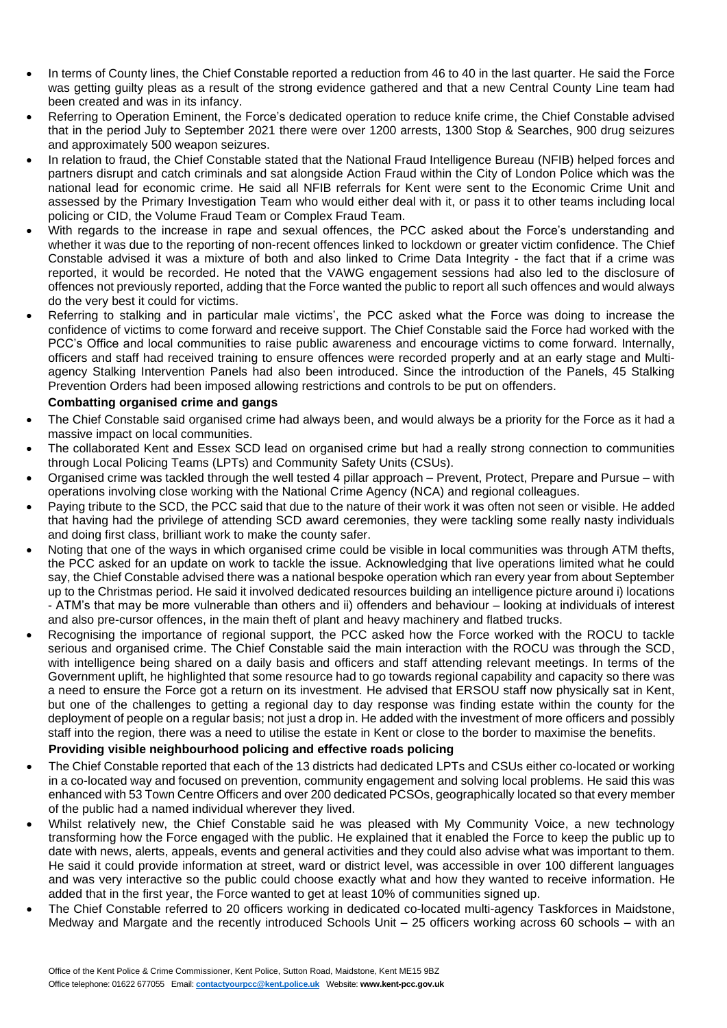- In terms of County lines, the Chief Constable reported a reduction from 46 to 40 in the last quarter. He said the Force was getting guilty pleas as a result of the strong evidence gathered and that a new Central County Line team had been created and was in its infancy.
- Referring to Operation Eminent, the Force's dedicated operation to reduce knife crime, the Chief Constable advised that in the period July to September 2021 there were over 1200 arrests, 1300 Stop & Searches, 900 drug seizures and approximately 500 weapon seizures.
- In relation to fraud, the Chief Constable stated that the National Fraud Intelligence Bureau (NFIB) helped forces and partners disrupt and catch criminals and sat alongside Action Fraud within the City of London Police which was the national lead for economic crime. He said all NFIB referrals for Kent were sent to the Economic Crime Unit and assessed by the Primary Investigation Team who would either deal with it, or pass it to other teams including local policing or CID, the Volume Fraud Team or Complex Fraud Team.
- With regards to the increase in rape and sexual offences, the PCC asked about the Force's understanding and whether it was due to the reporting of non-recent offences linked to lockdown or greater victim confidence. The Chief Constable advised it was a mixture of both and also linked to Crime Data Integrity - the fact that if a crime was reported, it would be recorded. He noted that the VAWG engagement sessions had also led to the disclosure of offences not previously reported, adding that the Force wanted the public to report all such offences and would always do the very best it could for victims.
- Referring to stalking and in particular male victims', the PCC asked what the Force was doing to increase the confidence of victims to come forward and receive support. The Chief Constable said the Force had worked with the PCC's Office and local communities to raise public awareness and encourage victims to come forward. Internally, officers and staff had received training to ensure offences were recorded properly and at an early stage and Multi-agency Stalking Intervention Panels had also been introduced. Since the introduction of the Panels, 45 Stalking Prevention Orders had been imposed allowing restrictions and controls to be put on offenders.

**Combatting organised crime and gangs**

- The Chief Constable said organised crime had always been, and would always be a priority for the Force as it had a massive impact on local communities.
- The collaborated Kent and Essex SCD lead on organised crime but had a really strong connection to communities through Local Policing Teams (LPTs) and Community Safety Units (CSUs).
- Organised crime was tackled through the well tested 4 pillar approach – Prevent, Protect, Prepare and Pursue – with operations involving close working with the National Crime Agency (NCA) and regional colleagues.
- Paying tribute to the SCD, the PCC said that due to the nature of their work it was often not seen or visible. He added that having had the privilege of attending SCD award ceremonies, they were tackling some really nasty individuals and doing first class, brilliant work to make the county safer.
- Noting that one of the ways in which organised crime could be visible in local communities was through ATM thefts, the PCC asked for an update on work to tackle the issue. Acknowledging that live operations limited what he could say, the Chief Constable advised there was a national bespoke operation which ran every year from about September up to the Christmas period. He said it involved dedicated resources building an intelligence picture around i) locations - ATM's that may be more vulnerable than others and ii) offenders and behaviour – looking at individuals of interest and also pre-cursor offences, in the main theft of plant and heavy machinery and flatbed trucks.
- Recognising the importance of regional support, the PCC asked how the Force worked with the ROCU to tackle serious and organised crime. The Chief Constable said the main interaction with the ROCU was through the SCD, with intelligence being shared on a daily basis and officers and staff attending relevant meetings. In terms of the Government uplift, he highlighted that some resource had to go towards regional capability and capacity so there was a need to ensure the Force got a return on its investment. He advised that ERSOU staff now physically sat in Kent, but one of the challenges to getting a regional day to day response was finding estate within the county for the deployment of people on a regular basis; not just a drop in. He added with the investment of more officers and possibly staff into the region, there was a need to utilise the estate in Kent or close to the border to maximise the benefits.

**Providing visible neighbourhood policing and effective roads policing**

- The Chief Constable reported that each of the 13 districts had dedicated LPTs and CSUs either co-located or working in a co-located way and focused on prevention, community engagement and solving local problems. He said this was enhanced with 53 Town Centre Officers and over 200 dedicated PCSOs, geographically located so that every member of the public had a named individual wherever they lived.
- Whilst relatively new, the Chief Constable said he was pleased with My Community Voice, a new technology transforming how the Force engaged with the public. He explained that it enabled the Force to keep the public up to date with news, alerts, appeals, events and general activities and they could also advise what was important to them. He said it could provide information at street, ward or district level, was accessible in over 100 different languages and was very interactive so the public could choose exactly what and how they wanted to receive information. He added that in the first year, the Force wanted to get at least 10% of communities signed up.
- The Chief Constable referred to 20 officers working in dedicated co-located multi-agency Taskforces in Maidstone, Medway and Margate and the recently introduced Schools Unit – 25 officers working across 60 schools – with an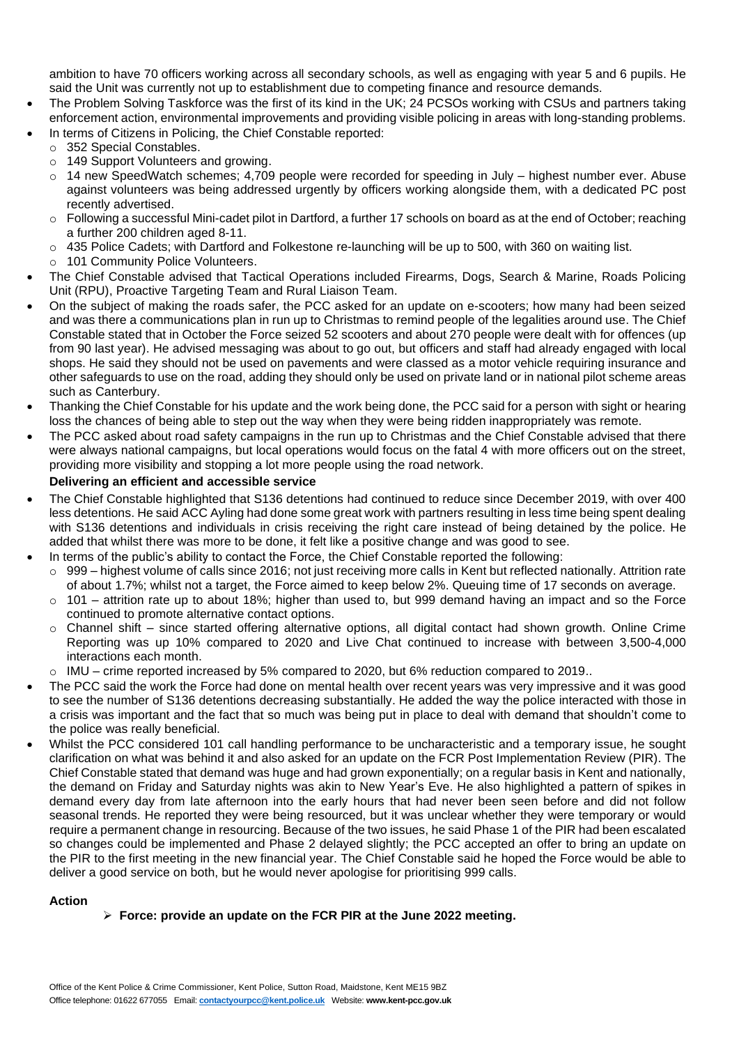ambition to have 70 officers working across all secondary schools, as well as engaging with year 5 and 6 pupils. He said the Unit was currently not up to establishment due to competing finance and resource demands.

- The Problem Solving Taskforce was the first of its kind in the UK; 24 PCSOs working with CSUs and partners taking enforcement action, environmental improvements and providing visible policing in areas with long-standing problems.
- In terms of Citizens in Policing, the Chief Constable reported:
  - 352 Special Constables.
  - 149 Support Volunteers and growing.
  - 14 new SpeedWatch schemes; 4,709 people were recorded for speeding in July – highest number ever. Abuse against volunteers was being addressed urgently by officers working alongside them, with a dedicated PC post recently advertised.
  - Following a successful Mini-cadet pilot in Dartford, a further 17 schools on board as at the end of October; reaching a further 200 children aged 8-11.
  - 435 Police Cadets; with Dartford and Folkestone re-launching will be up to 500, with 360 on waiting list.
  - 101 Community Police Volunteers.
- The Chief Constable advised that Tactical Operations included Firearms, Dogs, Search & Marine, Roads Policing Unit (RPU), Proactive Targeting Team and Rural Liaison Team.
- On the subject of making the roads safer, the PCC asked for an update on e-scooters; how many had been seized and was there a communications plan in run up to Christmas to remind people of the legalities around use. The Chief Constable stated that in October the Force seized 52 scooters and about 270 people were dealt with for offences (up from 90 last year). He advised messaging was about to go out, but officers and staff had already engaged with local shops. He said they should not be used on pavements and were classed as a motor vehicle requiring insurance and other safeguards to use on the road, adding they should only be used on private land or in national pilot scheme areas such as Canterbury.
- Thanking the Chief Constable for his update and the work being done, the PCC said for a person with sight or hearing loss the chances of being able to step out the way when they were being ridden inappropriately was remote.
- The PCC asked about road safety campaigns in the run up to Christmas and the Chief Constable advised that there were always national campaigns, but local operations would focus on the fatal 4 with more officers out on the street, providing more visibility and stopping a lot more people using the road network.

**Delivering an efficient and accessible service**

- The Chief Constable highlighted that S136 detentions had continued to reduce since December 2019, with over 400 less detentions. He said ACC Ayling had done some great work with partners resulting in less time being spent dealing with S136 detentions and individuals in crisis receiving the right care instead of being detained by the police. He added that whilst there was more to be done, it felt like a positive change and was good to see.
- In terms of the public's ability to contact the Force, the Chief Constable reported the following:
  - 999 – highest volume of calls since 2016; not just receiving more calls in Kent but reflected nationally. Attrition rate of about 1.7%; whilst not a target, the Force aimed to keep below 2%. Queuing time of 17 seconds on average.
  - 101 – attrition rate up to about 18%; higher than used to, but 999 demand having an impact and so the Force continued to promote alternative contact options.
  - Channel shift – since started offering alternative options, all digital contact had shown growth. Online Crime Reporting was up 10% compared to 2020 and Live Chat continued to increase with between 3,500-4,000 interactions each month.
  - IMU – crime reported increased by 5% compared to 2020, but 6% reduction compared to 2019..
- The PCC said the work the Force had done on mental health over recent years was very impressive and it was good to see the number of S136 detentions decreasing substantially. He added the way the police interacted with those in a crisis was important and the fact that so much was being put in place to deal with demand that shouldn't come to the police was really beneficial.
- Whilst the PCC considered 101 call handling performance to be uncharacteristic and a temporary issue, he sought clarification on what was behind it and also asked for an update on the FCR Post Implementation Review (PIR). The Chief Constable stated that demand was huge and had grown exponentially; on a regular basis in Kent and nationally, the demand on Friday and Saturday nights was akin to New Year's Eve. He also highlighted a pattern of spikes in demand every day from late afternoon into the early hours that had never been seen before and did not follow seasonal trends. He reported they were being resourced, but it was unclear whether they were temporary or would require a permanent change in resourcing. Because of the two issues, he said Phase 1 of the PIR had been escalated so changes could be implemented and Phase 2 delayed slightly; the PCC accepted an offer to bring an update on the PIR to the first meeting in the new financial year. The Chief Constable said he hoped the Force would be able to deliver a good service on both, but he would never apologise for prioritising 999 calls.

**Action**

- **Force: provide an update on the FCR PIR at the June 2022 meeting.**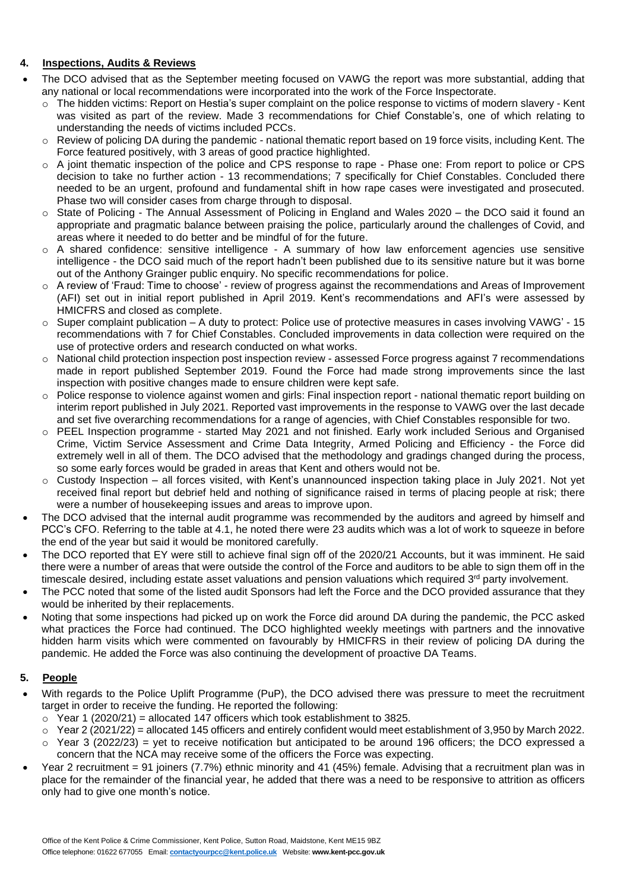## 4. Inspections, Audits & Reviews

- The DCO advised that as the September meeting focused on VAWG the report was more substantial, adding that any national or local recommendations were incorporated into the work of the Force Inspectorate.
  - The hidden victims: Report on Hestia's super complaint on the police response to victims of modern slavery - Kent was visited as part of the review. Made 3 recommendations for Chief Constable's, one of which relating to understanding the needs of victims included PCCs.
  - Review of policing DA during the pandemic - national thematic report based on 19 force visits, including Kent. The Force featured positively, with 3 areas of good practice highlighted.
  - A joint thematic inspection of the police and CPS response to rape - Phase one: From report to police or CPS decision to take no further action - 13 recommendations; 7 specifically for Chief Constables. Concluded there needed to be an urgent, profound and fundamental shift in how rape cases were investigated and prosecuted. Phase two will consider cases from charge through to disposal.
  - State of Policing - The Annual Assessment of Policing in England and Wales 2020 – the DCO said it found an appropriate and pragmatic balance between praising the police, particularly around the challenges of Covid, and areas where it needed to do better and be mindful of for the future.
  - A shared confidence: sensitive intelligence - A summary of how law enforcement agencies use sensitive intelligence - the DCO said much of the report hadn't been published due to its sensitive nature but it was borne out of the Anthony Grainger public enquiry. No specific recommendations for police.
  - A review of 'Fraud: Time to choose' - review of progress against the recommendations and Areas of Improvement (AFI) set out in initial report published in April 2019. Kent's recommendations and AFI's were assessed by HMICFRS and closed as complete.
  - Super complaint publication – A duty to protect: Police use of protective measures in cases involving VAWG' - 15 recommendations with 7 for Chief Constables. Concluded improvements in data collection were required on the use of protective orders and research conducted on what works.
  - National child protection inspection post inspection review - assessed Force progress against 7 recommendations made in report published September 2019. Found the Force had made strong improvements since the last inspection with positive changes made to ensure children were kept safe.
  - Police response to violence against women and girls: Final inspection report - national thematic report building on interim report published in July 2021. Reported vast improvements in the response to VAWG over the last decade and set five overarching recommendations for a range of agencies, with Chief Constables responsible for two.
  - PEEL Inspection programme - started May 2021 and not finished. Early work included Serious and Organised Crime, Victim Service Assessment and Crime Data Integrity, Armed Policing and Efficiency - the Force did extremely well in all of them. The DCO advised that the methodology and gradings changed during the process, so some early forces would be graded in areas that Kent and others would not be.
  - Custody Inspection – all forces visited, with Kent's unannounced inspection taking place in July 2021. Not yet received final report but debrief held and nothing of significance raised in terms of placing people at risk; there were a number of housekeeping issues and areas to improve upon.
- The DCO advised that the internal audit programme was recommended by the auditors and agreed by himself and PCC's CFO. Referring to the table at 4.1, he noted there were 23 audits which was a lot of work to squeeze in before the end of the year but said it would be monitored carefully.
- The DCO reported that EY were still to achieve final sign off of the 2020/21 Accounts, but it was imminent. He said there were a number of areas that were outside the control of the Force and auditors to be able to sign them off in the timescale desired, including estate asset valuations and pension valuations which required 3rd party involvement.
- The PCC noted that some of the listed audit Sponsors had left the Force and the DCO provided assurance that they would be inherited by their replacements.
- Noting that some inspections had picked up on work the Force did around DA during the pandemic, the PCC asked what practices the Force had continued. The DCO highlighted weekly meetings with partners and the innovative hidden harm visits which were commented on favourably by HMICFRS in their review of policing DA during the pandemic. He added the Force was also continuing the development of proactive DA Teams.

## 5. People

- With regards to the Police Uplift Programme (PuP), the DCO advised there was pressure to meet the recruitment target in order to receive the funding. He reported the following:
  - Year 1 (2020/21) = allocated 147 officers which took establishment to 3825.
  - Year 2 (2021/22) = allocated 145 officers and entirely confident would meet establishment of 3,950 by March 2022.
  - Year 3 (2022/23) = yet to receive notification but anticipated to be around 196 officers; the DCO expressed a concern that the NCA may receive some of the officers the Force was expecting.
- Year 2 recruitment = 91 joiners (7.7%) ethnic minority and 41 (45%) female. Advising that a recruitment plan was in place for the remainder of the financial year, he added that there was a need to be responsive to attrition as officers only had to give one month's notice.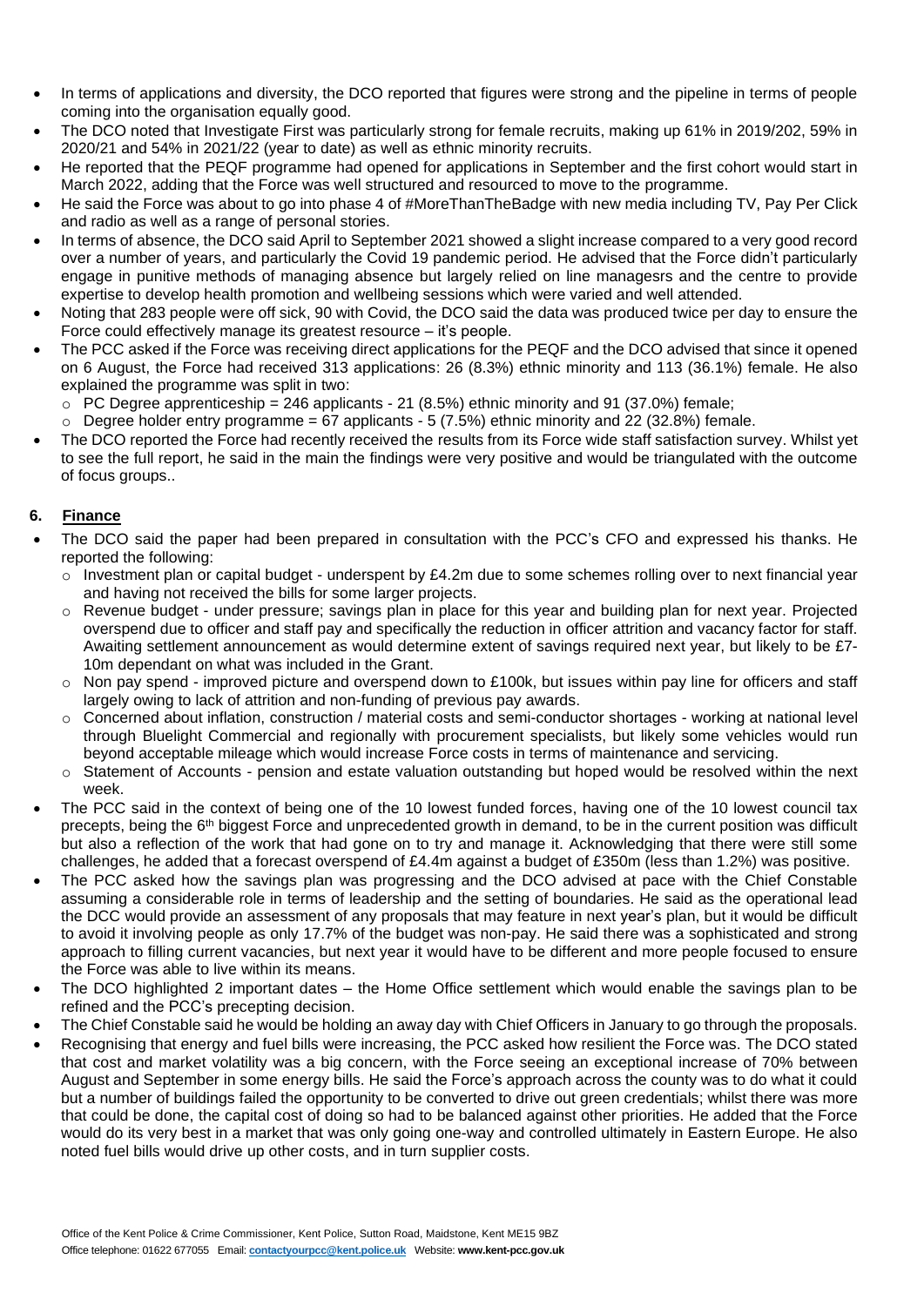- In terms of applications and diversity, the DCO reported that figures were strong and the pipeline in terms of people coming into the organisation equally good.
- The DCO noted that Investigate First was particularly strong for female recruits, making up 61% in 2019/202, 59% in 2020/21 and 54% in 2021/22 (year to date) as well as ethnic minority recruits.
- He reported that the PEQF programme had opened for applications in September and the first cohort would start in March 2022, adding that the Force was well structured and resourced to move to the programme.
- He said the Force was about to go into phase 4 of #MoreThanTheBadge with new media including TV, Pay Per Click and radio as well as a range of personal stories.
- In terms of absence, the DCO said April to September 2021 showed a slight increase compared to a very good record over a number of years, and particularly the Covid 19 pandemic period. He advised that the Force didn't particularly engage in punitive methods of managing absence but largely relied on line managesrs and the centre to provide expertise to develop health promotion and wellbeing sessions which were varied and well attended.
- Noting that 283 people were off sick, 90 with Covid, the DCO said the data was produced twice per day to ensure the Force could effectively manage its greatest resource – it's people.
- The PCC asked if the Force was receiving direct applications for the PEQF and the DCO advised that since it opened on 6 August, the Force had received 313 applications: 26 (8.3%) ethnic minority and 113 (36.1%) female. He also explained the programme was split in two:
  - PC Degree apprenticeship = 246 applicants - 21 (8.5%) ethnic minority and 91 (37.0%) female;
  - Degree holder entry programme = 67 applicants - 5 (7.5%) ethnic minority and 22 (32.8%) female.
- The DCO reported the Force had recently received the results from its Force wide staff satisfaction survey. Whilst yet to see the full report, he said in the main the findings were very positive and would be triangulated with the outcome of focus groups..

## 6. Finance

- The DCO said the paper had been prepared in consultation with the PCC's CFO and expressed his thanks. He reported the following:
  - Investment plan or capital budget - underspent by £4.2m due to some schemes rolling over to next financial year and having not received the bills for some larger projects.
  - Revenue budget - under pressure; savings plan in place for this year and building plan for next year. Projected overspend due to officer and staff pay and specifically the reduction in officer attrition and vacancy factor for staff. Awaiting settlement announcement as would determine extent of savings required next year, but likely to be £7-10m dependant on what was included in the Grant.
  - Non pay spend - improved picture and overspend down to £100k, but issues within pay line for officers and staff largely owing to lack of attrition and non-funding of previous pay awards.
  - Concerned about inflation, construction / material costs and semi-conductor shortages - working at national level through Bluelight Commercial and regionally with procurement specialists, but likely some vehicles would run beyond acceptable mileage which would increase Force costs in terms of maintenance and servicing.
  - Statement of Accounts - pension and estate valuation outstanding but hoped would be resolved within the next week.
- The PCC said in the context of being one of the 10 lowest funded forces, having one of the 10 lowest council tax precepts, being the 6th biggest Force and unprecedented growth in demand, to be in the current position was difficult but also a reflection of the work that had gone on to try and manage it. Acknowledging that there were still some challenges, he added that a forecast overspend of £4.4m against a budget of £350m (less than 1.2%) was positive.
- The PCC asked how the savings plan was progressing and the DCO advised at pace with the Chief Constable assuming a considerable role in terms of leadership and the setting of boundaries. He said as the operational lead the DCC would provide an assessment of any proposals that may feature in next year's plan, but it would be difficult to avoid it involving people as only 17.7% of the budget was non-pay. He said there was a sophisticated and strong approach to filling current vacancies, but next year it would have to be different and more people focused to ensure the Force was able to live within its means.
- The DCO highlighted 2 important dates – the Home Office settlement which would enable the savings plan to be refined and the PCC's precepting decision.
- The Chief Constable said he would be holding an away day with Chief Officers in January to go through the proposals.
- Recognising that energy and fuel bills were increasing, the PCC asked how resilient the Force was. The DCO stated that cost and market volatility was a big concern, with the Force seeing an exceptional increase of 70% between August and September in some energy bills. He said the Force's approach across the county was to do what it could but a number of buildings failed the opportunity to be converted to drive out green credentials; whilst there was more that could be done, the capital cost of doing so had to be balanced against other priorities. He added that the Force would do its very best in a market that was only going one-way and controlled ultimately in Eastern Europe. He also noted fuel bills would drive up other costs, and in turn supplier costs.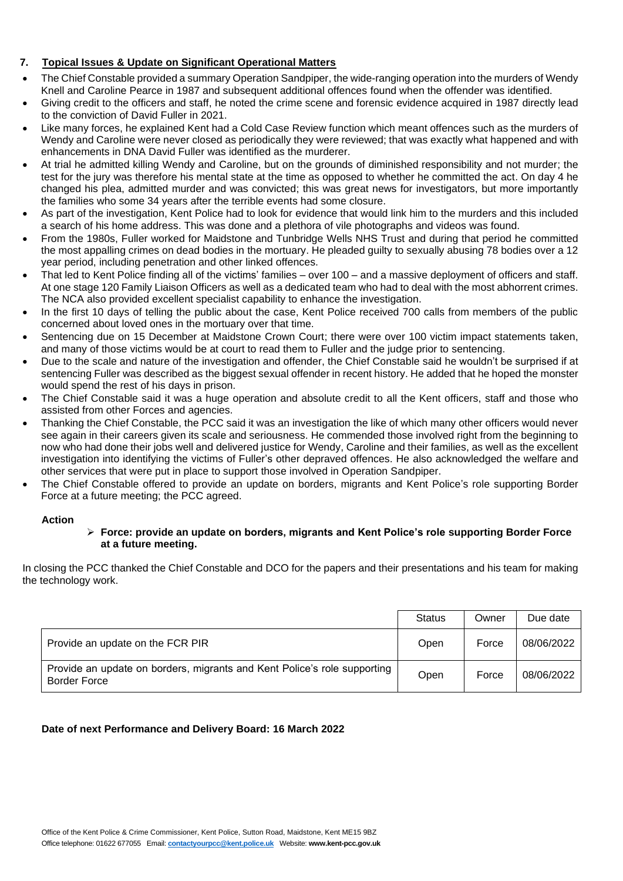## 7. Topical Issues & Update on Significant Operational Matters

- The Chief Constable provided a summary Operation Sandpiper, the wide-ranging operation into the murders of Wendy Knell and Caroline Pearce in 1987 and subsequent additional offences found when the offender was identified.
- Giving credit to the officers and staff, he noted the crime scene and forensic evidence acquired in 1987 directly lead to the conviction of David Fuller in 2021.
- Like many forces, he explained Kent had a Cold Case Review function which meant offences such as the murders of Wendy and Caroline were never closed as periodically they were reviewed; that was exactly what happened and with enhancements in DNA David Fuller was identified as the murderer.
- At trial he admitted killing Wendy and Caroline, but on the grounds of diminished responsibility and not murder; the test for the jury was therefore his mental state at the time as opposed to whether he committed the act. On day 4 he changed his plea, admitted murder and was convicted; this was great news for investigators, but more importantly the families who some 34 years after the terrible events had some closure.
- As part of the investigation, Kent Police had to look for evidence that would link him to the murders and this included a search of his home address. This was done and a plethora of vile photographs and videos was found.
- From the 1980s, Fuller worked for Maidstone and Tunbridge Wells NHS Trust and during that period he committed the most appalling crimes on dead bodies in the mortuary. He pleaded guilty to sexually abusing 78 bodies over a 12 year period, including penetration and other linked offences.
- That led to Kent Police finding all of the victims' families – over 100 – and a massive deployment of officers and staff. At one stage 120 Family Liaison Officers as well as a dedicated team who had to deal with the most abhorrent crimes. The NCA also provided excellent specialist capability to enhance the investigation.
- In the first 10 days of telling the public about the case, Kent Police received 700 calls from members of the public concerned about loved ones in the mortuary over that time.
- Sentencing due on 15 December at Maidstone Crown Court; there were over 100 victim impact statements taken, and many of those victims would be at court to read them to Fuller and the judge prior to sentencing.
- Due to the scale and nature of the investigation and offender, the Chief Constable said he wouldn't be surprised if at sentencing Fuller was described as the biggest sexual offender in recent history. He added that he hoped the monster would spend the rest of his days in prison.
- The Chief Constable said it was a huge operation and absolute credit to all the Kent officers, staff and those who assisted from other Forces and agencies.
- Thanking the Chief Constable, the PCC said it was an investigation the like of which many other officers would never see again in their careers given its scale and seriousness. He commended those involved right from the beginning to now who had done their jobs well and delivered justice for Wendy, Caroline and their families, as well as the excellent investigation into identifying the victims of Fuller's other depraved offences. He also acknowledged the welfare and other services that were put in place to support those involved in Operation Sandpiper.
- The Chief Constable offered to provide an update on borders, migrants and Kent Police's role supporting Border Force at a future meeting; the PCC agreed.

**Action**

- **Force: provide an update on borders, migrants and Kent Police's role supporting Border Force at a future meeting.**

In closing the PCC thanked the Chief Constable and DCO for the papers and their presentations and his team for making the technology work.

| | Status | Owner | Due date |
|---|---|---|---|
| Provide an update on the FCR PIR | Open | Force | 08/06/2022 |
| Provide an update on borders, migrants and Kent Police's role supporting Border Force | Open | Force | 08/06/2022 |

**Date of next Performance and Delivery Board: 16 March 2022**

Office of the Kent Police & Crime Commissioner, Kent Police, Sutton Road, Maidstone, Kent ME15 9BZ
Office telephone: 01622 677055 Email: contactyourpcc@kent.police.uk Website: **www.kent-pcc.gov.uk**